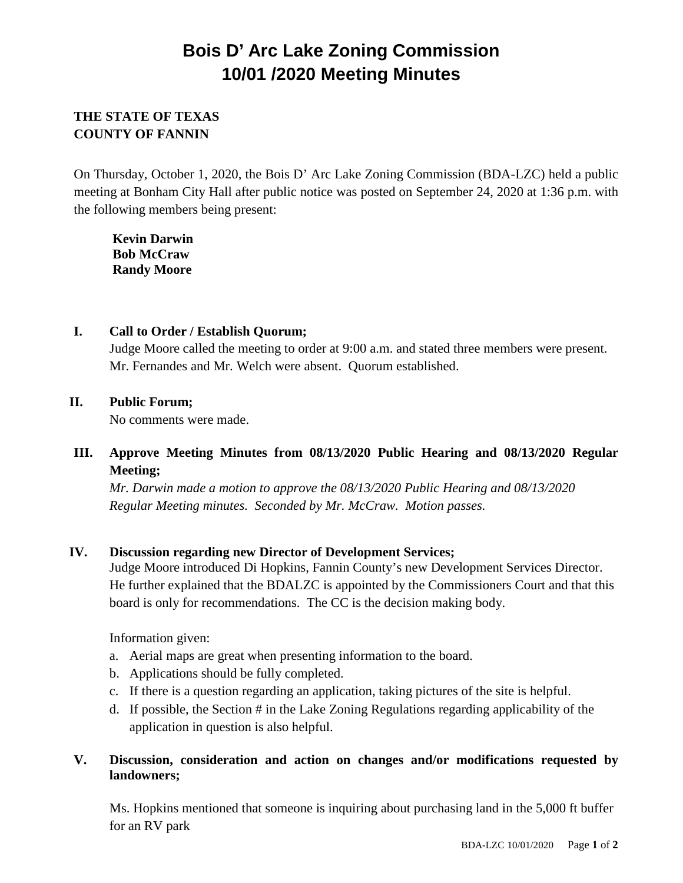# Bois D' Arc Lake Zoning Commission
# 10/01 /2020 Meeting Minutes

**THE STATE OF TEXAS**
**COUNTY OF FANNIN**

On Thursday, October 1, 2020, the Bois D' Arc Lake Zoning Commission (BDA-LZC) held a public meeting at Bonham City Hall after public notice was posted on September 24, 2020 at 1:36 p.m. with the following members being present:

**Kevin Darwin**
**Bob McCraw**
**Randy Moore**

**I. Call to Order / Establish Quorum;**

Judge Moore called the meeting to order at 9:00 a.m. and stated three members were present. Mr. Fernandes and Mr. Welch were absent. Quorum established.

**II. Public Forum;**

No comments were made.

**III. Approve Meeting Minutes from 08/13/2020 Public Hearing and 08/13/2020 Regular Meeting;**

*Mr. Darwin made a motion to approve the 08/13/2020 Public Hearing and 08/13/2020 Regular Meeting minutes. Seconded by Mr. McCraw. Motion passes.*

**IV. Discussion regarding new Director of Development Services;**

Judge Moore introduced Di Hopkins, Fannin County's new Development Services Director. He further explained that the BDALZC is appointed by the Commissioners Court and that this board is only for recommendations. The CC is the decision making body.

Information given:

a. Aerial maps are great when presenting information to the board.
b. Applications should be fully completed.
c. If there is a question regarding an application, taking pictures of the site is helpful.
d. If possible, the Section # in the Lake Zoning Regulations regarding applicability of the application in question is also helpful.

**V. Discussion, consideration and action on changes and/or modifications requested by landowners;**

Ms. Hopkins mentioned that someone is inquiring about purchasing land in the 5,000 ft buffer for an RV park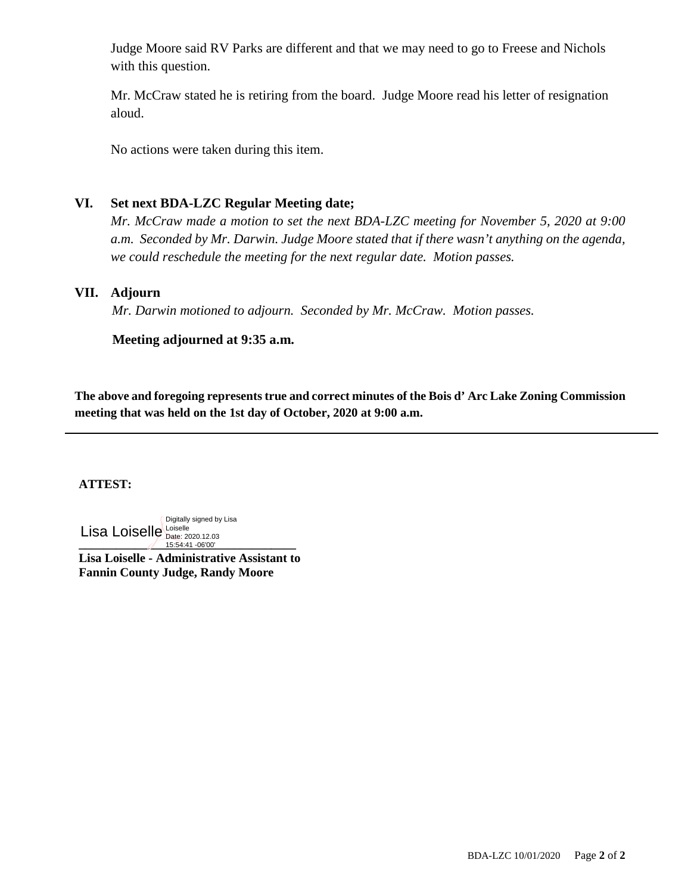Judge Moore said RV Parks are different and that we may need to go to Freese and Nichols with this question.

Mr. McCraw stated he is retiring from the board. Judge Moore read his letter of resignation aloud.

No actions were taken during this item.

## VI. Set next BDA-LZC Regular Meeting date;

*Mr. McCraw made a motion to set the next BDA-LZC meeting for November 5, 2020 at 9:00 a.m. Seconded by Mr. Darwin. Judge Moore stated that if there wasn't anything on the agenda, we could reschedule the meeting for the next regular date. Motion passes.*

## VII. Adjourn

*Mr. Darwin motioned to adjourn. Seconded by Mr. McCraw. Motion passes.*

**Meeting adjourned at 9:35 a.m.**

**The above and foregoing represents true and correct minutes of the Bois d' Arc Lake Zoning Commission meeting that was held on the 1st day of October, 2020 at 9:00 a.m.**

---

**ATTEST:**

Lisa Loiselle Digitally signed by Lisa Loiselle Date: 2020.12.03 15:54:41 -06'00'

**Lisa Loiselle - Administrative Assistant to Fannin County Judge, Randy Moore**